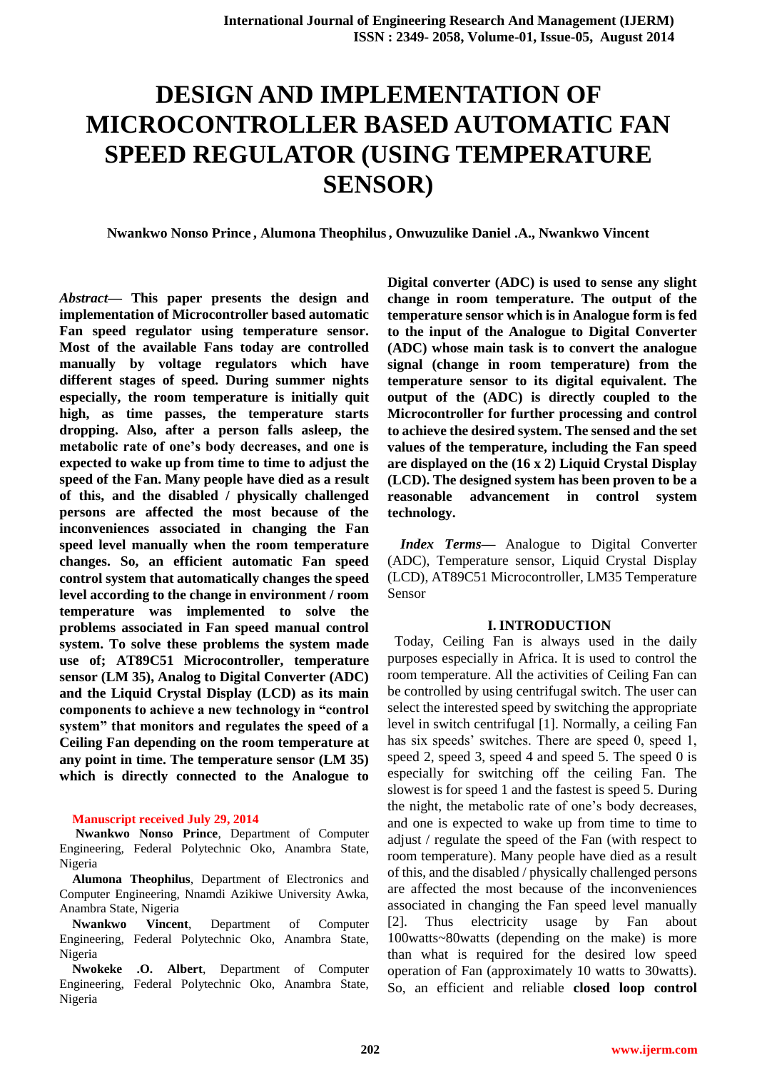# DESIGN AND IMPLEMENTATION OF MICROCONTROLLER BASED AUTOMATIC FAN SPEED REGULATOR (USING TEMPERATURE SENSOR)

**Nwankwo Nonso Prince , Alumona Theophilus , Onwuzulike Daniel .A., Nwankwo Vincent**

***Abstract*— This paper presents the design and implementation of Microcontroller based automatic Fan speed regulator using temperature sensor. Most of the available Fans today are controlled manually by voltage regulators which have different stages of speed. During summer nights especially, the room temperature is initially quit high, as time passes, the temperature starts dropping. Also, after a person falls asleep, the metabolic rate of one's body decreases, and one is expected to wake up from time to time to adjust the speed of the Fan. Many people have died as a result of this, and the disabled / physically challenged persons are affected the most because of the inconveniences associated in changing the Fan speed level manually when the room temperature changes. So, an efficient automatic Fan speed control system that automatically changes the speed level according to the change in environment / room temperature was implemented to solve the problems associated in Fan speed manual control system. To solve these problems the system made use of; AT89C51 Microcontroller, temperature sensor (LM 35), Analog to Digital Converter (ADC) and the Liquid Crystal Display (LCD) as its main components to achieve a new technology in "control system" that monitors and regulates the speed of a Ceiling Fan depending on the room temperature at any point in time. The temperature sensor (LM 35) which is directly connected to the Analogue to Digital converter (ADC) is used to sense any slight change in room temperature. The output of the temperature sensor which is in Analogue form is fed to the input of the Analogue to Digital Converter (ADC) whose main task is to convert the analogue signal (change in room temperature) from the temperature sensor to its digital equivalent. The output of the (ADC) is directly coupled to the Microcontroller for further processing and control to achieve the desired system. The sensed and the set values of the temperature, including the Fan speed are displayed on the (16 x 2) Liquid Crystal Display (LCD). The designed system has been proven to be a reasonable advancement in control system technology.**

***Index Terms*—** Analogue to Digital Converter (ADC), Temperature sensor, Liquid Crystal Display (LCD), AT89C51 Microcontroller, LM35 Temperature Sensor

Manuscript received July 29, 2014

**Nwankwo Nonso Prince**, Department of Computer Engineering, Federal Polytechnic Oko, Anambra State, Nigeria

**Alumona Theophilus**, Department of Electronics and Computer Engineering, Nnamdi Azikiwe University Awka, Anambra State, Nigeria

**Nwankwo Vincent**, Department of Computer Engineering, Federal Polytechnic Oko, Anambra State, Nigeria

**Nwokeke .O. Albert**, Department of Computer Engineering, Federal Polytechnic Oko, Anambra State, Nigeria

## I. INTRODUCTION

Today, Ceiling Fan is always used in the daily purposes especially in Africa. It is used to control the room temperature. All the activities of Ceiling Fan can be controlled by using centrifugal switch. The user can select the interested speed by switching the appropriate level in switch centrifugal [1]. Normally, a ceiling Fan has six speeds' switches. There are speed 0, speed 1, speed 2, speed 3, speed 4 and speed 5. The speed 0 is especially for switching off the ceiling Fan. The slowest is for speed 1 and the fastest is speed 5. During the night, the metabolic rate of one's body decreases, and one is expected to wake up from time to time to adjust / regulate the speed of the Fan (with respect to room temperature). Many people have died as a result of this, and the disabled / physically challenged persons are affected the most because of the inconveniences associated in changing the Fan speed level manually [2]. Thus electricity usage by Fan about 100watts~80watts (depending on the make) is more than what is required for the desired low speed operation of Fan (approximately 10 watts to 30watts). So, an efficient and reliable **closed loop control**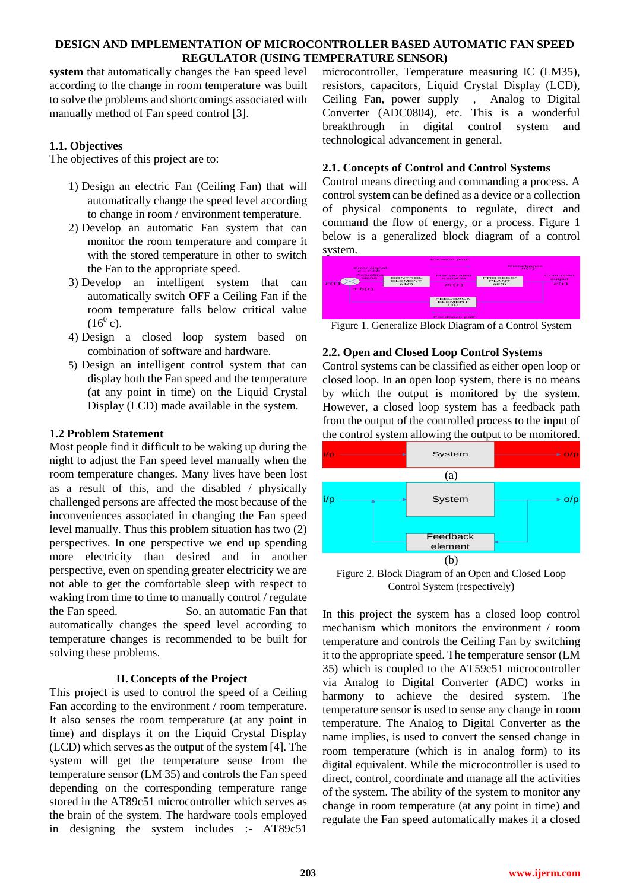**system** that automatically changes the Fan speed level according to the change in room temperature was built to solve the problems and shortcomings associated with manually method of Fan speed control [3].

### 1.1. Objectives

The objectives of this project are to:

1) Design an electric Fan (Ceiling Fan) that will automatically change the speed level according to change in room / environment temperature.
2) Develop an automatic Fan system that can monitor the room temperature and compare it with the stored temperature in other to switch the Fan to the appropriate speed.
3) Develop an intelligent system that can automatically switch OFF a Ceiling Fan if the room temperature falls below critical value ($16^0$ c).
4) Design a closed loop system based on combination of software and hardware.
5) Design an intelligent control system that can display both the Fan speed and the temperature (at any point in time) on the Liquid Crystal Display (LCD) made available in the system.

### 1.2 Problem Statement

Most people find it difficult to be waking up during the night to adjust the Fan speed level manually when the room temperature changes. Many lives have been lost as a result of this, and the disabled / physically challenged persons are affected the most because of the inconveniences associated in changing the Fan speed level manually. Thus this problem situation has two (2) perspectives. In one perspective we end up spending more electricity than desired and in another perspective, even on spending greater electricity we are not able to get the comfortable sleep with respect to waking from time to time to manually control / regulate the Fan speed. So, an automatic Fan that automatically changes the speed level according to temperature changes is recommended to be built for solving these problems.

## II. Concepts of the Project

This project is used to control the speed of a Ceiling Fan according to the environment / room temperature. It also senses the room temperature (at any point in time) and displays it on the Liquid Crystal Display (LCD) which serves as the output of the system [4]. The system will get the temperature sense from the temperature sensor (LM 35) and controls the Fan speed depending on the corresponding temperature range stored in the AT89c51 microcontroller which serves as the brain of the system. The hardware tools employed in designing the system includes :- AT89c51 microcontroller, Temperature measuring IC (LM35), resistors, capacitors, Liquid Crystal Display (LCD), Ceiling Fan, power supply , Analog to Digital Converter (ADC0804), etc. This is a wonderful breakthrough in digital control system and technological advancement in general.

### 2.1. Concepts of Control and Control Systems

Control means directing and commanding a process. A control system can be defined as a device or a collection of physical components to regulate, direct and command the flow of energy, or a process. Figure 1 below is a generalized block diagram of a control system.

Figure 1. Generalize Block Diagram of a Control System

### 2.2. Open and Closed Loop Control Systems

Control systems can be classified as either open loop or closed loop. In an open loop system, there is no means by which the output is monitored by the system. However, a closed loop system has a feedback path from the output of the controlled process to the input of the control system allowing the output to be monitored.

(a)

(b)

Figure 2. Block Diagram of an Open and Closed Loop Control System (respectively)

In this project the system has a closed loop control mechanism which monitors the environment / room temperature and controls the Ceiling Fan by switching it to the appropriate speed. The temperature sensor (LM 35) which is coupled to the AT89c51 microcontroller via Analog to Digital Converter (ADC) works in harmony to achieve the desired system. The temperature sensor is used to sense any change in room temperature. The Analog to Digital Converter as the name implies, is used to convert the sensed change in room temperature (which is in analog form) to its digital equivalent. While the microcontroller is used to direct, control, coordinate and manage all the activities of the system. The ability of the system to monitor any change in room temperature (at any point in time) and regulate the Fan speed automatically makes it a closed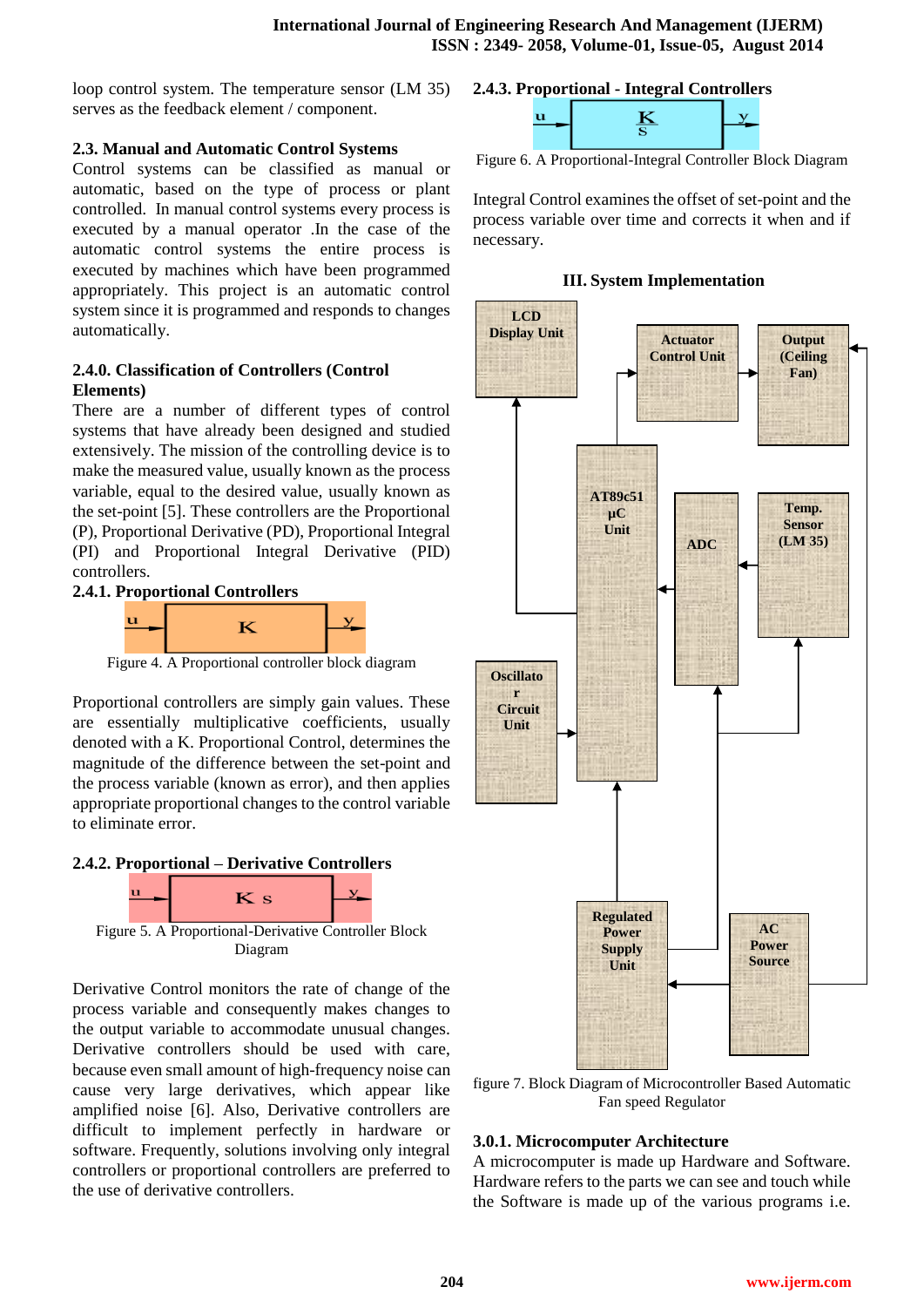loop control system. The temperature sensor (LM 35) serves as the feedback element / component.

### 2.3. Manual and Automatic Control Systems

Control systems can be classified as manual or automatic, based on the type of process or plant controlled. In manual control systems every process is executed by a manual operator .In the case of the automatic control systems the entire process is executed by machines which have been programmed appropriately. This project is an automatic control system since it is programmed and responds to changes automatically.

### 2.4.0. Classification of Controllers (Control Elements)

There are a number of different types of control systems that have already been designed and studied extensively. The mission of the controlling device is to make the measured value, usually known as the process variable, equal to the desired value, usually known as the set-point [5]. These controllers are the Proportional (P), Proportional Derivative (PD), Proportional Integral (PI) and Proportional Integral Derivative (PID) controllers.

### 2.4.1. Proportional Controllers

Figure 4. A Proportional controller block diagram

Proportional controllers are simply gain values. These are essentially multiplicative coefficients, usually denoted with a K. Proportional Control, determines the magnitude of the difference between the set-point and the process variable (known as error), and then applies appropriate proportional changes to the control variable to eliminate error.

### 2.4.2. Proportional – Derivative Controllers

Figure 5. A Proportional-Derivative Controller Block Diagram

Derivative Control monitors the rate of change of the process variable and consequently makes changes to the output variable to accommodate unusual changes. Derivative controllers should be used with care, because even small amount of high-frequency noise can cause very large derivatives, which appear like amplified noise [6]. Also, Derivative controllers are difficult to implement perfectly in hardware or software. Frequently, solutions involving only integral controllers or proportional controllers are preferred to the use of derivative controllers.

### 2.4.3. Proportional - Integral Controllers

Figure 6. A Proportional-Integral Controller Block Diagram

Integral Control examines the offset of set-point and the process variable over time and corrects it when and if necessary.

## III. System Implementation

figure 7. Block Diagram of Microcontroller Based Automatic Fan speed Regulator

### 3.0.1. Microcomputer Architecture

A microcomputer is made up Hardware and Software. Hardware refers to the parts we can see and touch while the Software is made up of the various programs i.e.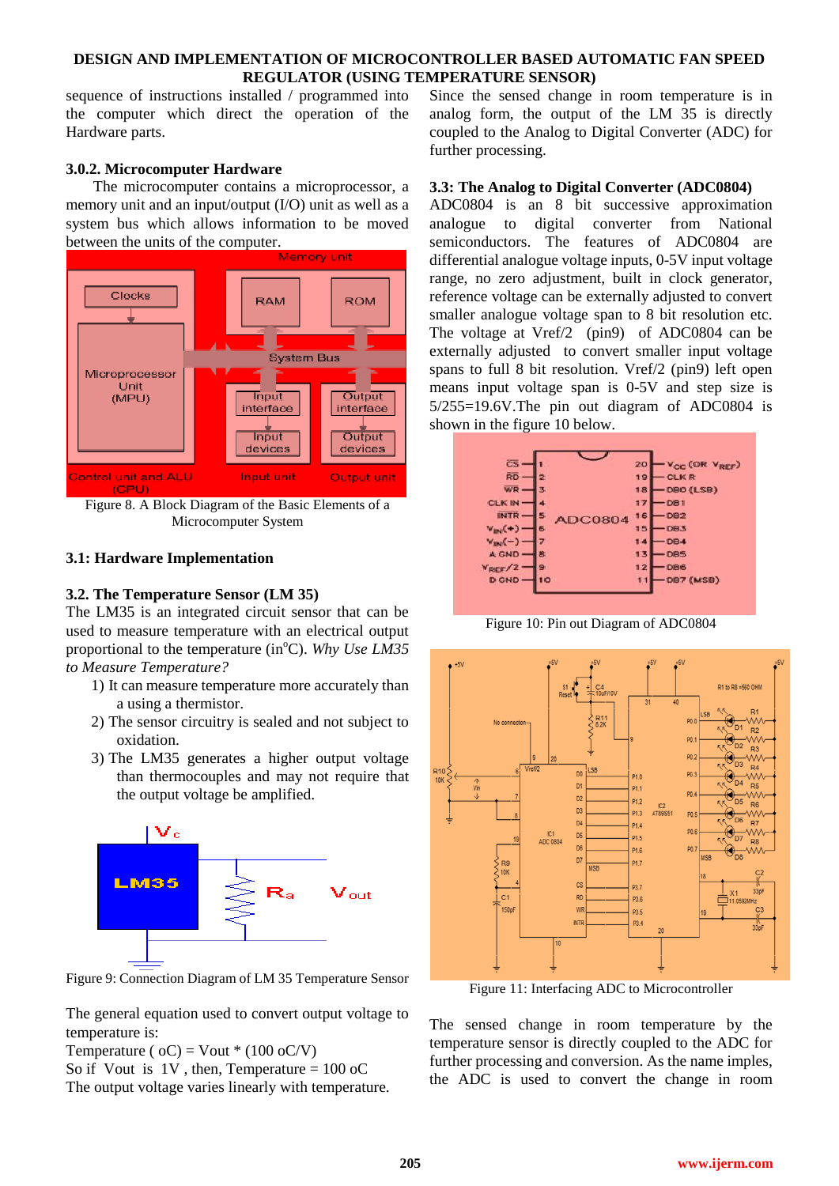sequence of instructions installed / programmed into the computer which direct the operation of the Hardware parts.

### 3.0.2. Microcomputer Hardware

The microcomputer contains a microprocessor, a memory unit and an input/output (I/O) unit as well as a system bus which allows information to be moved between the units of the computer.

Figure 8. A Block Diagram of the Basic Elements of a Microcomputer System

### 3.1: Hardware Implementation

### 3.2. The Temperature Sensor (LM 35)

The LM35 is an integrated circuit sensor that can be used to measure temperature with an electrical output proportional to the temperature (in°C). *Why Use LM35 to Measure Temperature?*

1) It can measure temperature more accurately than a using a thermistor.
2) The sensor circuitry is sealed and not subject to oxidation.
3) The LM35 generates a higher output voltage than thermocouples and may not require that the output voltage be amplified.

Figure 9: Connection Diagram of LM 35 Temperature Sensor

The general equation used to convert output voltage to temperature is:

Temperature ( oC) = Vout * (100 oC/V)

So if Vout is 1V , then, Temperature = 100 oC

The output voltage varies linearly with temperature.

Since the sensed change in room temperature is in analog form, the output of the LM 35 is directly coupled to the Analog to Digital Converter (ADC) for further processing.

### 3.3: The Analog to Digital Converter (ADC0804)

ADC0804 is an 8 bit successive approximation analogue to digital converter from National semiconductors. The features of ADC0804 are differential analogue voltage inputs, 0-5V input voltage range, no zero adjustment, built in clock generator, reference voltage can be externally adjusted to convert smaller analogue voltage span to 8 bit resolution etc. The voltage at Vref/2 (pin9) of ADC0804 can be externally adjusted to convert smaller input voltage spans to full 8 bit resolution. Vref/2 (pin9) left open means input voltage span is 0-5V and step size is 5/255=19.6V.The pin out diagram of ADC0804 is shown in the figure 10 below.

Figure 10: Pin out Diagram of ADC0804

Figure 11: Interfacing ADC to Microcontroller

The sensed change in room temperature by the temperature sensor is directly coupled to the ADC for further processing and conversion. As the name imples, the ADC is used to convert the change in room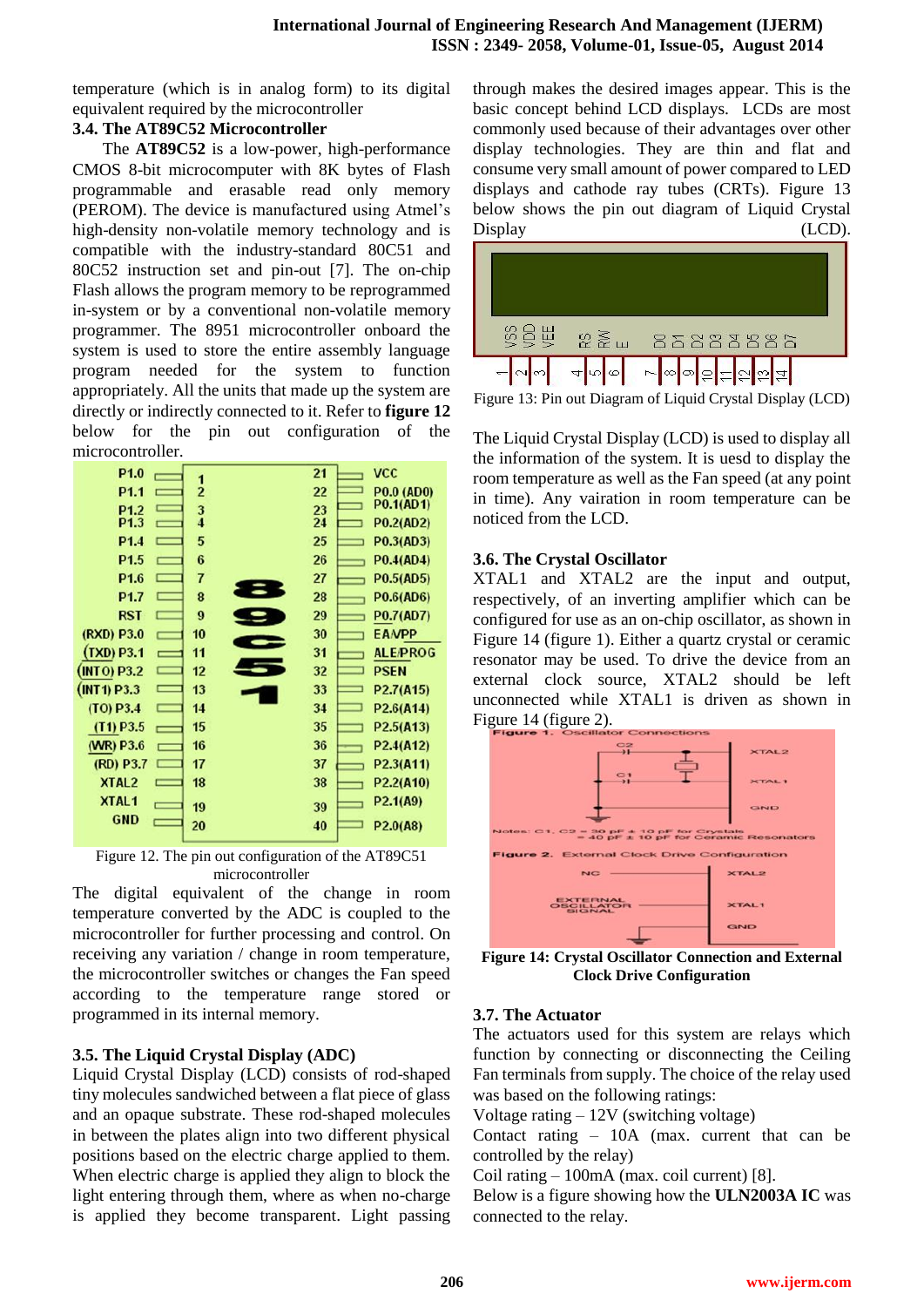temperature (which is in analog form) to its digital equivalent required by the microcontroller

### 3.4. The AT89C52 Microcontroller

The **AT89C52** is a low-power, high-performance CMOS 8-bit microcomputer with 8K bytes of Flash programmable and erasable read only memory (PEROM). The device is manufactured using Atmel's high-density non-volatile memory technology and is compatible with the industry-standard 80C51 and 80C52 instruction set and pin-out [7]. The on-chip Flash allows the program memory to be reprogrammed in-system or by a conventional non-volatile memory programmer. The 8951 microcontroller onboard the system is used to store the entire assembly language program needed for the system to function appropriately. All the units that made up the system are directly or indirectly connected to it. Refer to **figure 12** below for the pin out configuration of the microcontroller.

Figure 12. The pin out configuration of the AT89C51 microcontroller

The digital equivalent of the change in room temperature converted by the ADC is coupled to the microcontroller for further processing and control. On receiving any variation / change in room temperature, the microcontroller switches or changes the Fan speed according to the temperature range stored or programmed in its internal memory.

### 3.5. The Liquid Crystal Display (ADC)

Liquid Crystal Display (LCD) consists of rod-shaped tiny molecules sandwiched between a flat piece of glass and an opaque substrate. These rod-shaped molecules in between the plates align into two different physical positions based on the electric charge applied to them. When electric charge is applied they align to block the light entering through them, where as when no-charge is applied they become transparent. Light passing through makes the desired images appear. This is the basic concept behind LCD displays. LCDs are most commonly used because of their advantages over other display technologies. They are thin and flat and consume very small amount of power compared to LED displays and cathode ray tubes (CRTs). Figure 13 below shows the pin out diagram of Liquid Crystal Display (LCD).

Figure 13: Pin out Diagram of Liquid Crystal Display (LCD)

The Liquid Crystal Display (LCD) is used to display all the information of the system. It is uesd to display the room temperature as well as the Fan speed (at any point in time). Any vairation in room temperature can be noticed from the LCD.

### 3.6. The Crystal Oscillator

XTAL1 and XTAL2 are the input and output, respectively, of an inverting amplifier which can be configured for use as an on-chip oscillator, as shown in Figure 14 (figure 1). Either a quartz crystal or ceramic resonator may be used. To drive the device from an external clock source, XTAL2 should be left unconnected while XTAL1 is driven as shown in Figure 14 (figure 2).

**Figure 14: Crystal Oscillator Connection and External Clock Drive Configuration**

### 3.7. The Actuator

The actuators used for this system are relays which function by connecting or disconnecting the Ceiling Fan terminals from supply. The choice of the relay used was based on the following ratings:

Voltage rating – 12V (switching voltage)

Contact rating – 10A (max. current that can be controlled by the relay)

Coil rating – 100mA (max. coil current) [8].

Below is a figure showing how the **ULN2003A IC** was connected to the relay.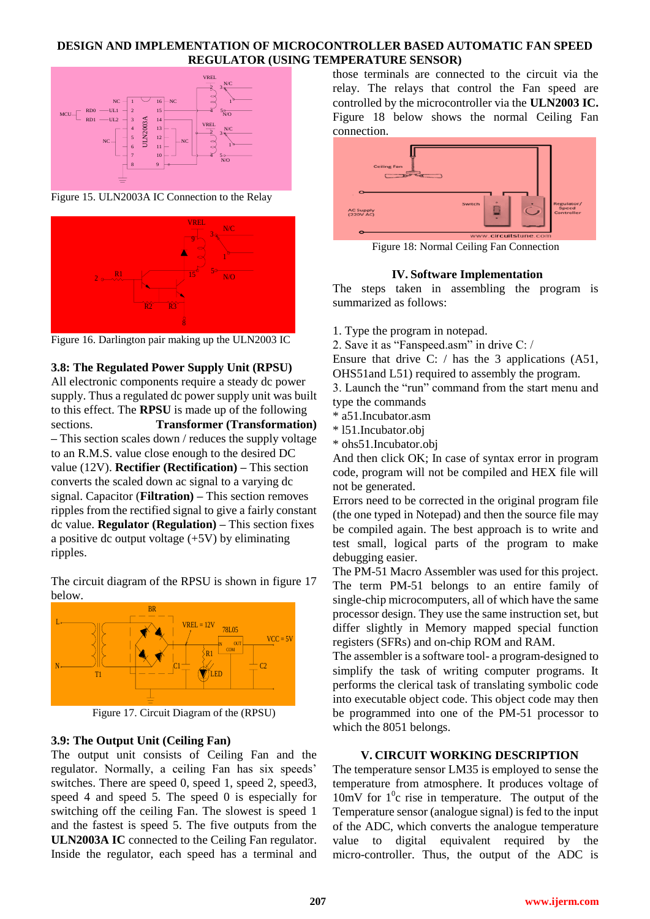Figure 15. ULN2003A IC Connection to the Relay

Figure 16. Darlington pair making up the ULN2003 IC

**3.8: The Regulated Power Supply Unit (RPSU)**
All electronic components require a steady dc power supply. Thus a regulated dc power supply unit was built to this effect. The **RPSU** is made up of the following sections. **Transformer (Transformation)** – This section scales down / reduces the supply voltage to an R.M.S. value close enough to the desired DC value (12V). **Rectifier (Rectification)** – This section converts the scaled down ac signal to a varying dc signal. Capacitor (**Filtration)** – This section removes ripples from the rectified signal to give a fairly constant dc value. **Regulator (Regulation)** – This section fixes a positive dc output voltage (+5V) by eliminating ripples.

The circuit diagram of the RPSU is shown in figure 17 below.

Figure 17. Circuit Diagram of the (RPSU)

**3.9: The Output Unit (Ceiling Fan)**
The output unit consists of Ceiling Fan and the regulator. Normally, a ceiling Fan has six speeds' switches. There are speed 0, speed 1, speed 2, speed3, speed 4 and speed 5. The speed 0 is especially for switching off the ceiling Fan. The slowest is speed 1 and the fastest is speed 5. The five outputs from the **ULN2003A IC** connected to the Ceiling Fan regulator. Inside the regulator, each speed has a terminal and those terminals are connected to the circuit via the relay. The relays that control the Fan speed are controlled by the microcontroller via the **ULN2003 IC.** Figure 18 below shows the normal Ceiling Fan connection.

Figure 18: Normal Ceiling Fan Connection

## IV. Software Implementation

The steps taken in assembling the program is summarized as follows:

1. Type the program in notepad.
2. Save it as "Fanspeed.asm" in drive C: /
Ensure that drive C: / has the 3 applications (A51, OHS51and L51) required to assembly the program.
3. Launch the "run" command from the start menu and type the commands
* a51.Incubator.asm
* l51.Incubator.obj
* ohs51.Incubator.obj

And then click OK; In case of syntax error in program code, program will not be compiled and HEX file will not be generated.
Errors need to be corrected in the original program file (the one typed in Notepad) and then the source file may be compiled again. The best approach is to write and test small, logical parts of the program to make debugging easier.
The PM-51 Macro Assembler was used for this project. The term PM-51 belongs to an entire family of single-chip microcomputers, all of which have the same processor design. They use the same instruction set, but differ slightly in Memory mapped special function registers (SFRs) and on-chip ROM and RAM.
The assembler is a software tool- a program-designed to simplify the task of writing computer programs. It performs the clerical task of translating symbolic code into executable object code. This object code may then be programmed into one of the PM-51 processor to which the 8051 belongs.

## V. CIRCUIT WORKING DESCRIPTION

The temperature sensor LM35 is employed to sense the temperature from atmosphere. It produces voltage of 10mV for $1^0$c rise in temperature. The output of the Temperature sensor (analogue signal) is fed to the input of the ADC, which converts the analogue temperature value to digital equivalent required by the micro-controller. Thus, the output of the ADC is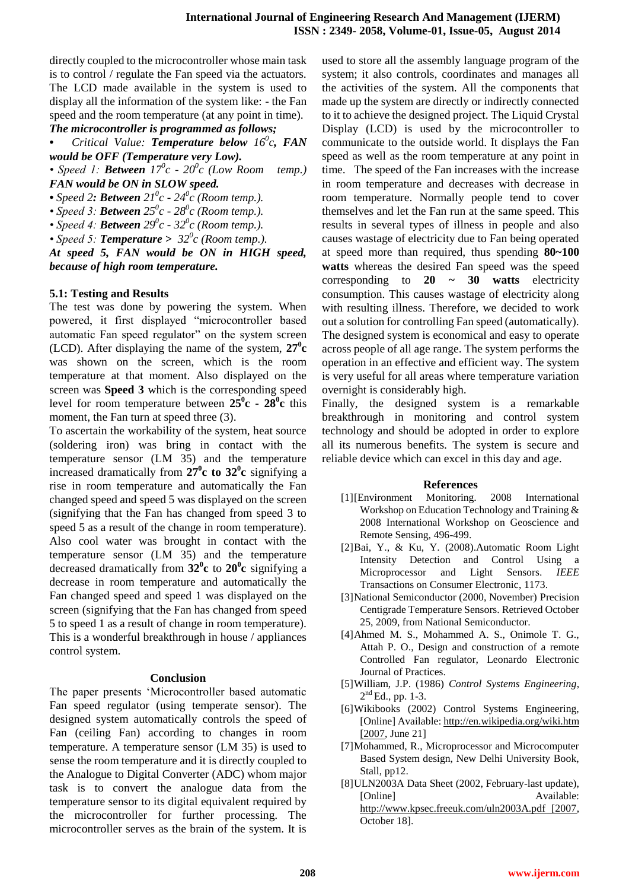directly coupled to the microcontroller whose main task is to control / regulate the Fan speed via the actuators. The LCD made available in the system is used to display all the information of the system like: - the Fan speed and the room temperature (at any point in time).

***The microcontroller is programmed as follows;***

- *Critical Value:* ***Temperature below $16^0c$, FAN would be OFF (Temperature very Low).***
- *Speed 1:* ***Between*** *$17^0c$ - $20^0c$ (Low Room temp.)* ***FAN would be ON in SLOW speed.***
- *Speed 2****: Between*** *$21^0c$ - $24^0c$ (Room temp.).*
- *Speed 3:* ***Between*** *$25^0c$ - $28^0c$ (Room temp.).*
- *Speed 4:* ***Between*** *$29^0c$ - $32^0c$ (Room temp.).*
- *Speed 5:* ***Temperature >*** *$32^0c$ (Room temp.).*

***At speed 5, FAN would be ON in HIGH speed, because of high room temperature.***

### 5.1: Testing and Results

The test was done by powering the system. When powered, it first displayed "microcontroller based automatic Fan speed regulator" on the system screen (LCD). After displaying the name of the system, $\mathbf{27^0c}$ was shown on the screen, which is the room temperature at that moment. Also displayed on the screen was **Speed 3** which is the corresponding speed level for room temperature between $\mathbf{25^0c}$ **-** $\mathbf{28^0c}$ this moment, the Fan turn at speed three (3).

To ascertain the workability of the system, heat source (soldering iron) was bring in contact with the temperature sensor (LM 35) and the temperature increased dramatically from $\mathbf{27^0c}$ **to** $\mathbf{32^0c}$ signifying a rise in room temperature and automatically the Fan changed speed and speed 5 was displayed on the screen (signifying that the Fan has changed from speed 3 to speed 5 as a result of the change in room temperature). Also cool water was brought in contact with the temperature sensor (LM 35) and the temperature decreased dramatically from $\mathbf{32^0c}$ to $\mathbf{20^0c}$ signifying a decrease in room temperature and automatically the Fan changed speed and speed 1 was displayed on the screen (signifying that the Fan has changed from speed 5 to speed 1 as a result of change in room temperature). This is a wonderful breakthrough in house / appliances control system.

## Conclusion

The paper presents 'Microcontroller based automatic Fan speed regulator (using temperate sensor). The designed system automatically controls the speed of Fan (ceiling Fan) according to changes in room temperature. A temperature sensor (LM 35) is used to sense the room temperature and it is directly coupled to the Analogue to Digital Converter (ADC) whom major task is to convert the analogue data from the temperature sensor to its digital equivalent required by the microcontroller for further processing. The microcontroller serves as the brain of the system. It is used to store all the assembly language program of the system; it also controls, coordinates and manages all the activities of the system. All the components that made up the system are directly or indirectly connected to it to achieve the designed project. The Liquid Crystal Display (LCD) is used by the microcontroller to communicate to the outside world. It displays the Fan speed as well as the room temperature at any point in time. The speed of the Fan increases with the increase in room temperature and decreases with decrease in room temperature. Normally people tend to cover themselves and let the Fan run at the same speed. This results in several types of illness in people and also causes wastage of electricity due to Fan being operated at speed more than required, thus spending **80~100 watts** whereas the desired Fan speed was the speed corresponding to **20 ~ 30 watts** electricity consumption. This causes wastage of electricity along with resulting illness. Therefore, we decided to work out a solution for controlling Fan speed (automatically). The designed system is economical and easy to operate across people of all age range. The system performs the operation in an effective and efficient way. The system is very useful for all areas where temperature variation overnight is considerably high.

Finally, the designed system is a remarkable breakthrough in monitoring and control system technology and should be adopted in order to explore all its numerous benefits. The system is secure and reliable device which can excel in this day and age.

## References

[1][Environment Monitoring. 2008 International Workshop on Education Technology and Training & 2008 International Workshop on Geoscience and Remote Sensing, 496-499.

[2]Bai, Y., & Ku, Y. (2008).Automatic Room Light Intensity Detection and Control Using a Microprocessor and Light Sensors. *IEEE* Transactions on Consumer Electronic, 1173.

[3]National Semiconductor (2000, November) Precision Centigrade Temperature Sensors. Retrieved October 25, 2009, from National Semiconductor.

[4]Ahmed M. S., Mohammed A. S., Onimole T. G., Attah P. O., Design and construction of a remote Controlled Fan regulator, Leonardo Electronic Journal of Practices.

[5]William, J.P. (1986) *Control Systems Engineering*, 2nd Ed., pp. 1-3.

[6]Wikibooks (2002) Control Systems Engineering, [Online] Available: http://en.wikipedia.org/wiki.htm [2007, June 21]

[7]Mohammed, R., Microprocessor and Microcomputer Based System design, New Delhi University Book, Stall, pp12.

[8]ULN2003A Data Sheet (2002, February-last update), [Online] Available: http://www.kpsec.freeuk.com/uln2003A.pdf [2007, October 18].